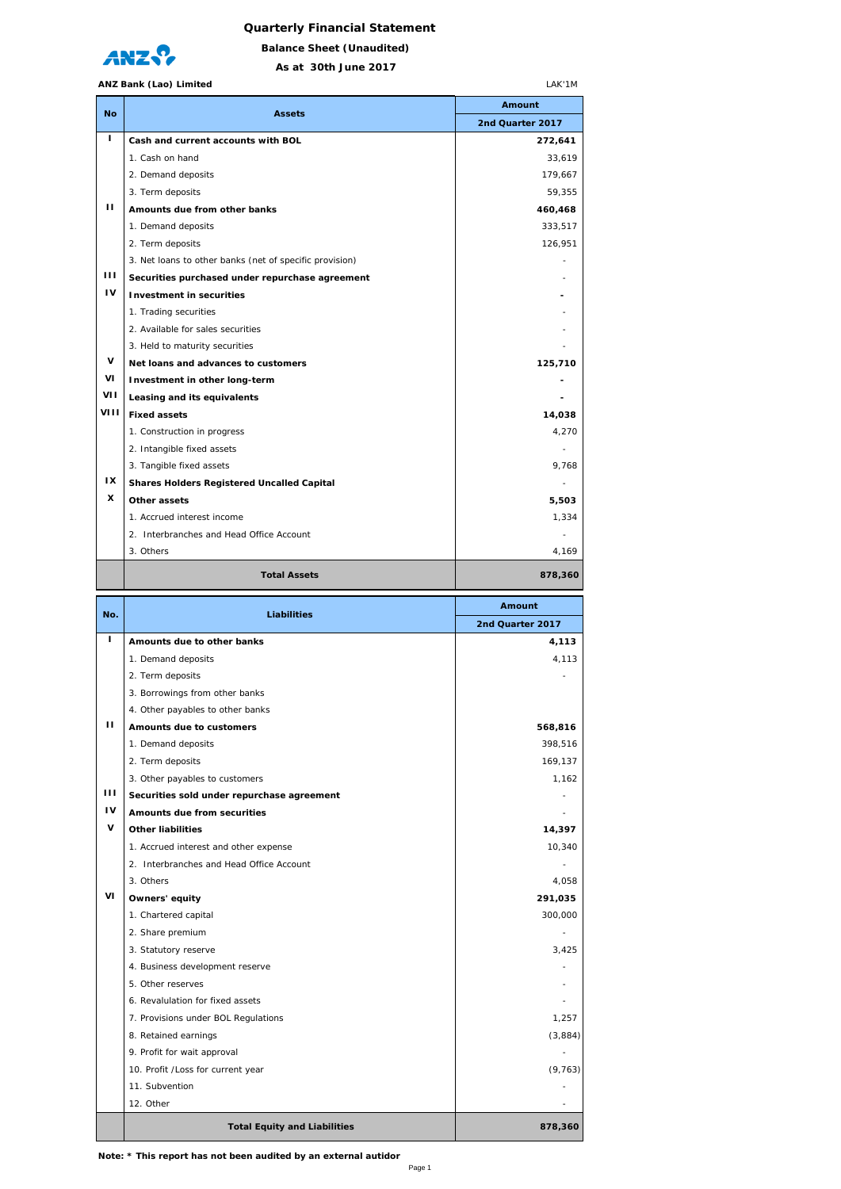# Quarterly Financial Statement

## Balance Sheet (Unaudited)

### As at 30th June 2017

**ANZ Bank (Lao) Limited** LAK'1M

| No | Assets | Amount |
|---|---|---|
| | | **2nd Quarter 2017** |
| I | **Cash and current accounts with BOL** | **272,641** |
| | 1. Cash on hand | 33,619 |
| | 2. Demand deposits | 179,667 |
| | 3. Term deposits | 59,355 |
| II | **Amounts due from other banks** | **460,468** |
| | 1. Demand deposits | 333,517 |
| | 2. Term deposits | 126,951 |
| | 3. Net loans to other banks (net of specific provision) | - |
| III | **Securities purchased under repurchase agreement** | - |
| IV | **Investment in securities** | **-** |
| | 1. Trading securities | - |
| | 2. Available for sales securities | - |
| | 3. Held to maturity securities | - |
| V | **Net loans and advances to customers** | **125,710** |
| VI | **Investment in other long-term** | **-** |
| VII | **Leasing and its equivalents** | **-** |
| VIII | **Fixed assets** | **14,038** |
| | 1. Construction in progress | 4,270 |
| | 2. Intangible fixed assets | - |
| | 3. Tangible fixed assets | 9,768 |
| IX | **Shares Holders Registered Uncalled Capital** | - |
| X | **Other assets** | **5,503** |
| | 1. Accrued interest income | 1,334 |
| | 2. Interbranches and Head Office Account | - |
| | 3. Others | 4,169 |
| | **Total Assets** | **878,360** |

| No. | Liabilities | Amount |
|---|---|---|
| | | **2nd Quarter 2017** |
| I | **Amounts due to other banks** | **4,113** |
| | 1. Demand deposits | 4,113 |
| | 2. Term deposits | - |
| | 3. Borrowings from other banks | |
| | 4. Other payables to other banks | |
| II | **Amounts due to customers** | **568,816** |
| | 1. Demand deposits | 398,516 |
| | 2. Term deposits | 169,137 |
| | 3. Other payables to customers | 1,162 |
| III | **Securities sold under repurchase agreement** | - |
| IV | **Amounts due from securities** | - |
| V | **Other liabilities** | **14,397** |
| | 1. Accrued interest and other expense | 10,340 |
| | 2. Interbranches and Head Office Account | - |
| | 3. Others | 4,058 |
| VI | **Owners' equity** | **291,035** |
| | 1. Chartered capital | 300,000 |
| | 2. Share premium | - |
| | 3. Statutory reserve | 3,425 |
| | 4. Business development reserve | - |
| | 5. Other reserves | - |
| | 6. Revaluation for fixed assets | - |
| | 7. Provisions under BOL Regulations | 1,257 |
| | 8. Retained earnings | (3,884) |
| | 9. Profit for wait approval | - |
| | 10. Profit /Loss for current year | (9,763) |
| | 11. Subvention | - |
| | 12. Other | - |
| | **Total Equity and Liabilities** | **878,360** |

**Note: * This report has not been audited by an external autidor**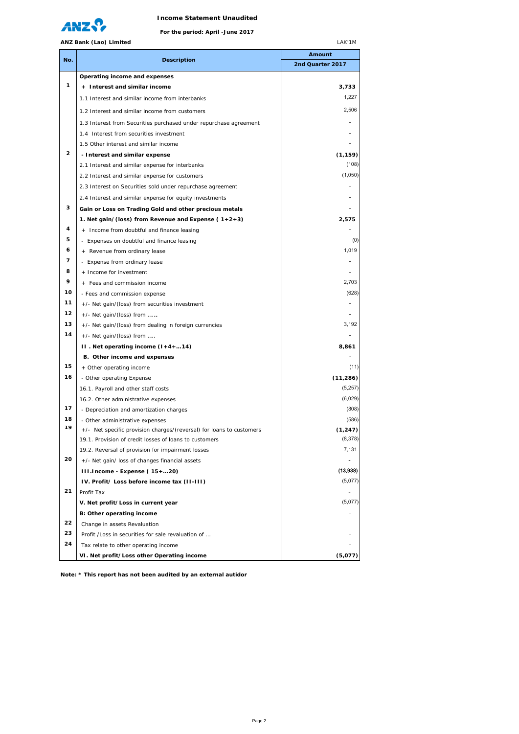# Income Statement Unaudited

**For the period: April -June 2017**

**ANZ Bank (Lao) Limited** LAK'1M

| No. | Description | Amount 2nd Quarter 2017 |
|---|---|---|
| | **Operating income and expenses** | |
| 1 | **+ Interest and similar income** | **3,733** |
| | 1.1 Interest and similar income from interbanks | 1,227 |
| | 1.2 Interest and similar income from customers | 2,506 |
| | 1.3 Interest from Securities purchased under repurchase agreement | - |
| | 1.4 Interest from securities investment | - |
| | 1.5 Other interest and similar income | - |
| 2 | **- Interest and similar expense** | **(1,159)** |
| | 2.1 Interest and similar expense for interbanks | (108) |
| | 2.2 Interest and similar expense for customers | (1,050) |
| | 2.3 Interest on Securities sold under repurchase agreement | - |
| | 2.4 Interest and similar expense for equity investments | - |
| 3 | **Gain or Loss on Trading Gold and other precious metals** | - |
| | **1. Net gain/(loss) from Revenue and Expense ( 1+2+3)** | **2,575** |
| 4 | + Income from doubtful and finance leasing | - |
| 5 | - Expenses on doubtful and finance leasing | (0) |
| 6 | + Revenue from ordinary lease | 1,019 |
| 7 | - Expense from ordinary lease | - |
| 8 | + Income for investment | - |
| 9 | + Fees and commission income | 2,703 |
| 10 | - Fees and commission expense | (628) |
| 11 | +/- Net gain/(loss) from securities investment | - |
| 12 | +/- Net gain/(loss) from ...... | - |
| 13 | +/- Net gain/(loss) from dealing in foreign currencies | 3,192 |
| 14 | +/- Net gain/(loss) from .... | - |
| | **II . Net operating income (I+4+...14)** | **8,861** |
| | **B. Other income and expenses** | **-** |
| 15 | + Other operating income | (11) |
| 16 | - Other operating Expense | **(11,286)** |
| | 16.1. Payroll and other staff costs | (5,257) |
| | 16.2. Other administrative expenses | (6,029) |
| 17 | - Depreciation and amortization charges | (808) |
| 18 | - Other administrative expenses | (586) |
| 19 | +/- Net specific provision charges/(reversal) for loans to customers | **(1,247)** |
| | 19.1. Provision of credit losses of loans to customers | (8,378) |
| | 19.2. Reversal of provision for impairment losses | 7,131 |
| 20 | +/- Net gain/ loss of changes financial assets | **-** |
| | **III.Income - Expense ( 15+...20)** | **(13,938)** |
| | **IV. Profit/ Loss before income tax (II-III)** | (5,077) |
| 21 | Profit Tax | - |
| | **V. Net profit/Loss in current year** | (5,077) |
| | **B: Other operating income** | - |
| 22 | Change in assets Revaluation | |
| 23 | Profit /Loss in securities for sale revaluation of ... | - |
| 24 | Tax relate to other operating income | - |
| | **VI. Net profit/Loss other Operating income** | **(5,077)** |

**Note: * This report has not been audited by an external autidor**